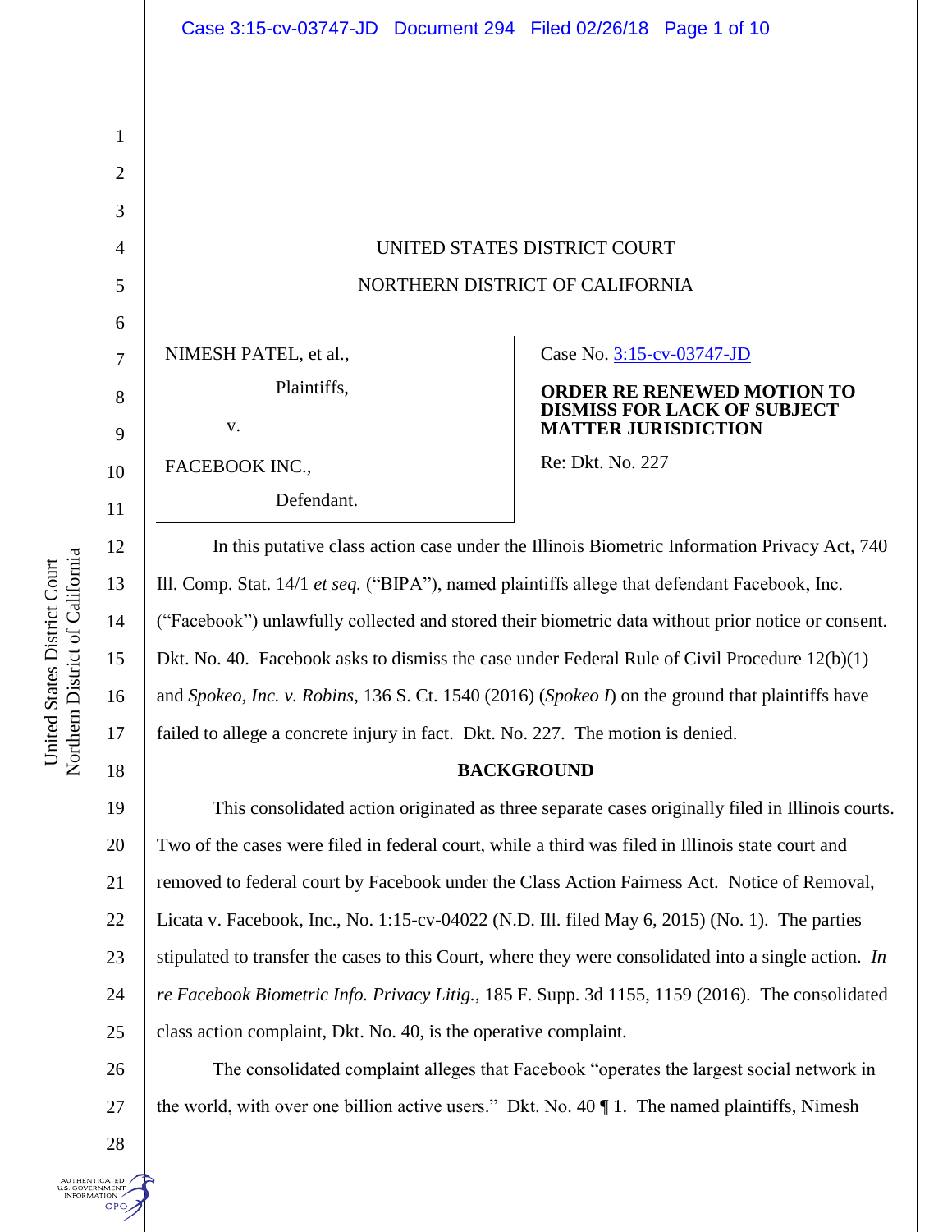UNITED STATES DISTRICT COURT

NORTHERN DISTRICT OF CALIFORNIA

| | |
|---|---|
| NIMESH PATEL, et al.,<br>Plaintiffs,<br>v.<br>FACEBOOK INC.,<br>Defendant. | Case No. 3:15-cv-03747-JD<br>**ORDER RE RENEWED MOTION TO DISMISS FOR LACK OF SUBJECT MATTER JURISDICTION**<br>Re: Dkt. No. 227 |

In this putative class action case under the Illinois Biometric Information Privacy Act, 740 Ill. Comp. Stat. 14/1 *et seq.* ("BIPA"), named plaintiffs allege that defendant Facebook, Inc. ("Facebook") unlawfully collected and stored their biometric data without prior notice or consent. Dkt. No. 40. Facebook asks to dismiss the case under Federal Rule of Civil Procedure 12(b)(1) and *Spokeo, Inc. v. Robins*, 136 S. Ct. 1540 (2016) (*Spokeo I*) on the ground that plaintiffs have failed to allege a concrete injury in fact. Dkt. No. 227. The motion is denied.

## BACKGROUND

This consolidated action originated as three separate cases originally filed in Illinois courts. Two of the cases were filed in federal court, while a third was filed in Illinois state court and removed to federal court by Facebook under the Class Action Fairness Act. Notice of Removal, Licata v. Facebook, Inc., No. 1:15-cv-04022 (N.D. Ill. filed May 6, 2015) (No. 1). The parties stipulated to transfer the cases to this Court, where they were consolidated into a single action. *In re Facebook Biometric Info. Privacy Litig.*, 185 F. Supp. 3d 1155, 1159 (2016). The consolidated class action complaint, Dkt. No. 40, is the operative complaint.

The consolidated complaint alleges that Facebook "operates the largest social network in the world, with over one billion active users." Dkt. No. 40 ¶ 1. The named plaintiffs, Nimesh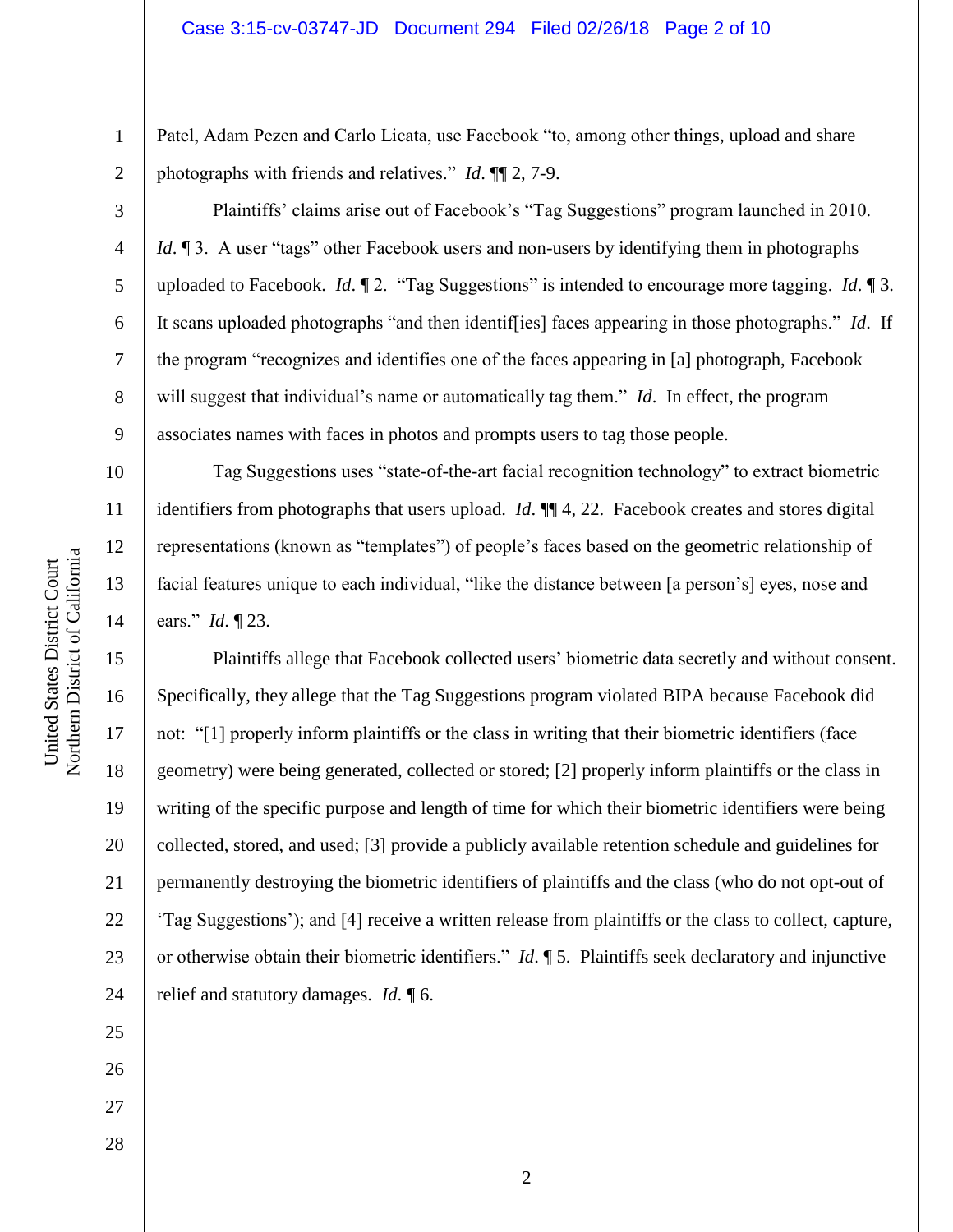Patel, Adam Pezen and Carlo Licata, use Facebook "to, among other things, upload and share photographs with friends and relatives." *Id*. ¶¶ 2, 7-9.

Plaintiffs' claims arise out of Facebook's "Tag Suggestions" program launched in 2010. *Id*. ¶ 3. A user "tags" other Facebook users and non-users by identifying them in photographs uploaded to Facebook. *Id*. ¶ 2. "Tag Suggestions" is intended to encourage more tagging. *Id*. ¶ 3. It scans uploaded photographs "and then identif[ies] faces appearing in those photographs." *Id*. If the program "recognizes and identifies one of the faces appearing in [a] photograph, Facebook will suggest that individual's name or automatically tag them." *Id*. In effect, the program associates names with faces in photos and prompts users to tag those people.

Tag Suggestions uses "state-of-the-art facial recognition technology" to extract biometric identifiers from photographs that users upload. *Id*. ¶¶ 4, 22. Facebook creates and stores digital representations (known as "templates") of people's faces based on the geometric relationship of facial features unique to each individual, "like the distance between [a person's] eyes, nose and ears." *Id*. ¶ 23.

Plaintiffs allege that Facebook collected users' biometric data secretly and without consent. Specifically, they allege that the Tag Suggestions program violated BIPA because Facebook did not: "[1] properly inform plaintiffs or the class in writing that their biometric identifiers (face geometry) were being generated, collected or stored; [2] properly inform plaintiffs or the class in writing of the specific purpose and length of time for which their biometric identifiers were being collected, stored, and used; [3] provide a publicly available retention schedule and guidelines for permanently destroying the biometric identifiers of plaintiffs and the class (who do not opt-out of 'Tag Suggestions'); and [4] receive a written release from plaintiffs or the class to collect, capture, or otherwise obtain their biometric identifiers." *Id*. ¶ 5. Plaintiffs seek declaratory and injunctive relief and statutory damages. *Id*. ¶ 6.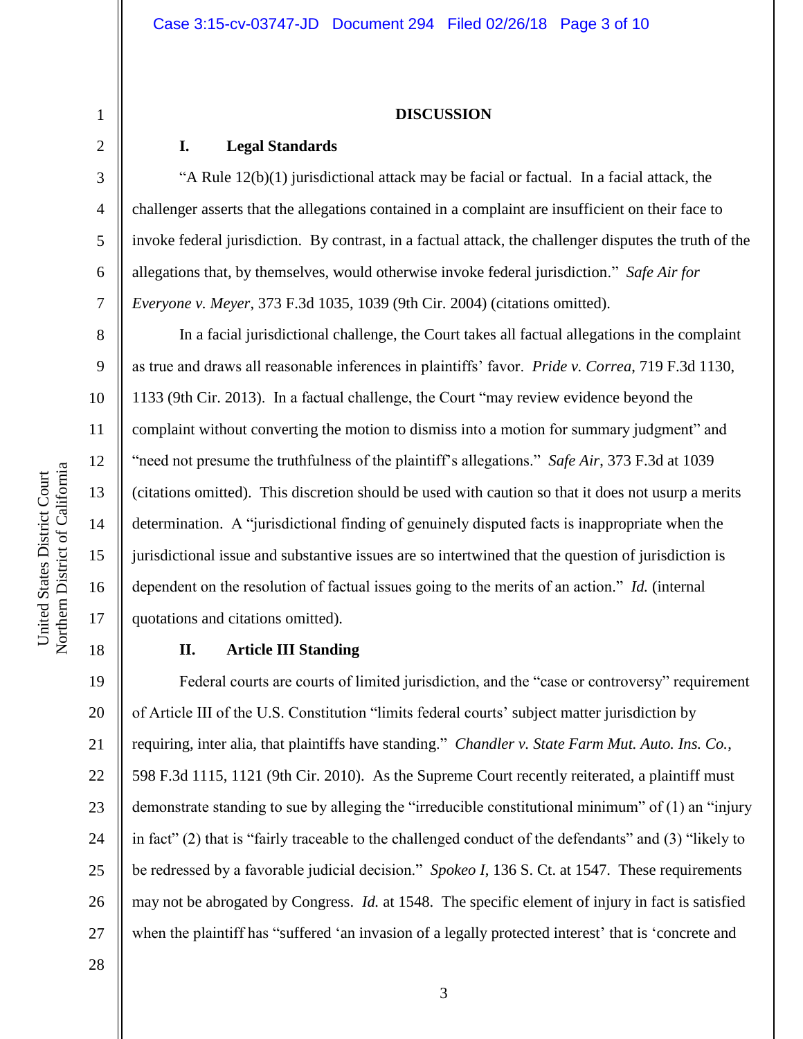## DISCUSSION

### I. Legal Standards

"A Rule 12(b)(1) jurisdictional attack may be facial or factual. In a facial attack, the challenger asserts that the allegations contained in a complaint are insufficient on their face to invoke federal jurisdiction. By contrast, in a factual attack, the challenger disputes the truth of the allegations that, by themselves, would otherwise invoke federal jurisdiction." *Safe Air for Everyone v. Meyer*, 373 F.3d 1035, 1039 (9th Cir. 2004) (citations omitted).

In a facial jurisdictional challenge, the Court takes all factual allegations in the complaint as true and draws all reasonable inferences in plaintiffs' favor. *Pride v. Correa*, 719 F.3d 1130, 1133 (9th Cir. 2013). In a factual challenge, the Court "may review evidence beyond the complaint without converting the motion to dismiss into a motion for summary judgment" and "need not presume the truthfulness of the plaintiff's allegations." *Safe Air*, 373 F.3d at 1039 (citations omitted). This discretion should be used with caution so that it does not usurp a merits determination. A "jurisdictional finding of genuinely disputed facts is inappropriate when the jurisdictional issue and substantive issues are so intertwined that the question of jurisdiction is dependent on the resolution of factual issues going to the merits of an action." *Id.* (internal quotations and citations omitted).

### II. Article III Standing

Federal courts are courts of limited jurisdiction, and the "case or controversy" requirement of Article III of the U.S. Constitution "limits federal courts' subject matter jurisdiction by requiring, inter alia, that plaintiffs have standing." *Chandler v. State Farm Mut. Auto. Ins. Co.*, 598 F.3d 1115, 1121 (9th Cir. 2010). As the Supreme Court recently reiterated, a plaintiff must demonstrate standing to sue by alleging the "irreducible constitutional minimum" of (1) an "injury in fact" (2) that is "fairly traceable to the challenged conduct of the defendants" and (3) "likely to be redressed by a favorable judicial decision." *Spokeo I*, 136 S. Ct. at 1547. These requirements may not be abrogated by Congress. *Id.* at 1548. The specific element of injury in fact is satisfied when the plaintiff has "suffered 'an invasion of a legally protected interest' that is 'concrete and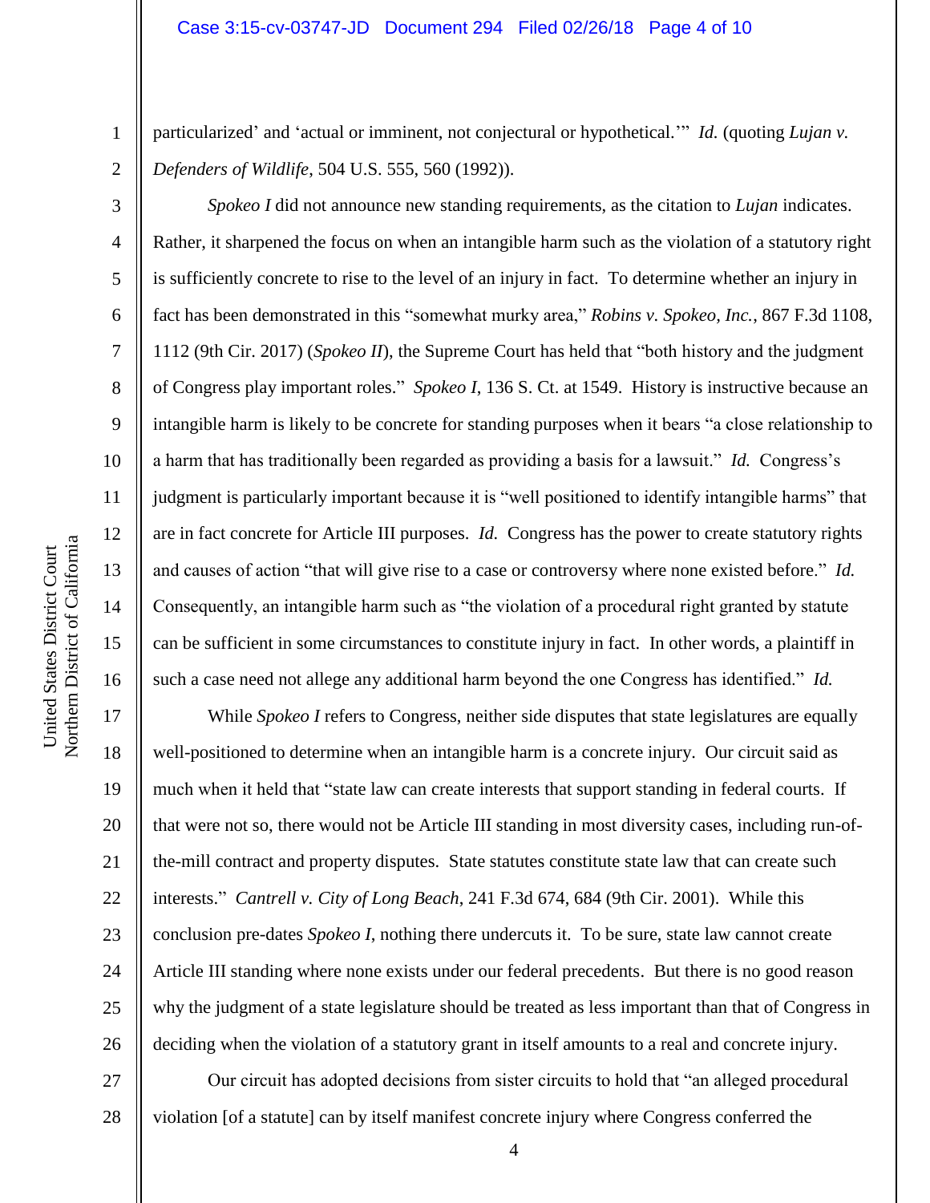particularized' and 'actual or imminent, not conjectural or hypothetical.'" *Id.* (quoting *Lujan v. Defenders of Wildlife*, 504 U.S. 555, 560 (1992)).

*Spokeo I* did not announce new standing requirements, as the citation to *Lujan* indicates. Rather, it sharpened the focus on when an intangible harm such as the violation of a statutory right is sufficiently concrete to rise to the level of an injury in fact. To determine whether an injury in fact has been demonstrated in this "somewhat murky area," *Robins v. Spokeo, Inc.*, 867 F.3d 1108, 1112 (9th Cir. 2017) (*Spokeo II*), the Supreme Court has held that "both history and the judgment of Congress play important roles." *Spokeo I*, 136 S. Ct. at 1549. History is instructive because an intangible harm is likely to be concrete for standing purposes when it bears "a close relationship to a harm that has traditionally been regarded as providing a basis for a lawsuit." *Id.* Congress's judgment is particularly important because it is "well positioned to identify intangible harms" that are in fact concrete for Article III purposes. *Id.* Congress has the power to create statutory rights and causes of action "that will give rise to a case or controversy where none existed before." *Id.* Consequently, an intangible harm such as "the violation of a procedural right granted by statute can be sufficient in some circumstances to constitute injury in fact. In other words, a plaintiff in such a case need not allege any additional harm beyond the one Congress has identified." *Id.*

While *Spokeo I* refers to Congress, neither side disputes that state legislatures are equally well-positioned to determine when an intangible harm is a concrete injury. Our circuit said as much when it held that "state law can create interests that support standing in federal courts. If that were not so, there would not be Article III standing in most diversity cases, including run-of-the-mill contract and property disputes. State statutes constitute state law that can create such interests." *Cantrell v. City of Long Beach*, 241 F.3d 674, 684 (9th Cir. 2001). While this conclusion pre-dates *Spokeo I*, nothing there undercuts it. To be sure, state law cannot create Article III standing where none exists under our federal precedents. But there is no good reason why the judgment of a state legislature should be treated as less important than that of Congress in deciding when the violation of a statutory grant in itself amounts to a real and concrete injury.

Our circuit has adopted decisions from sister circuits to hold that "an alleged procedural violation [of a statute] can by itself manifest concrete injury where Congress conferred the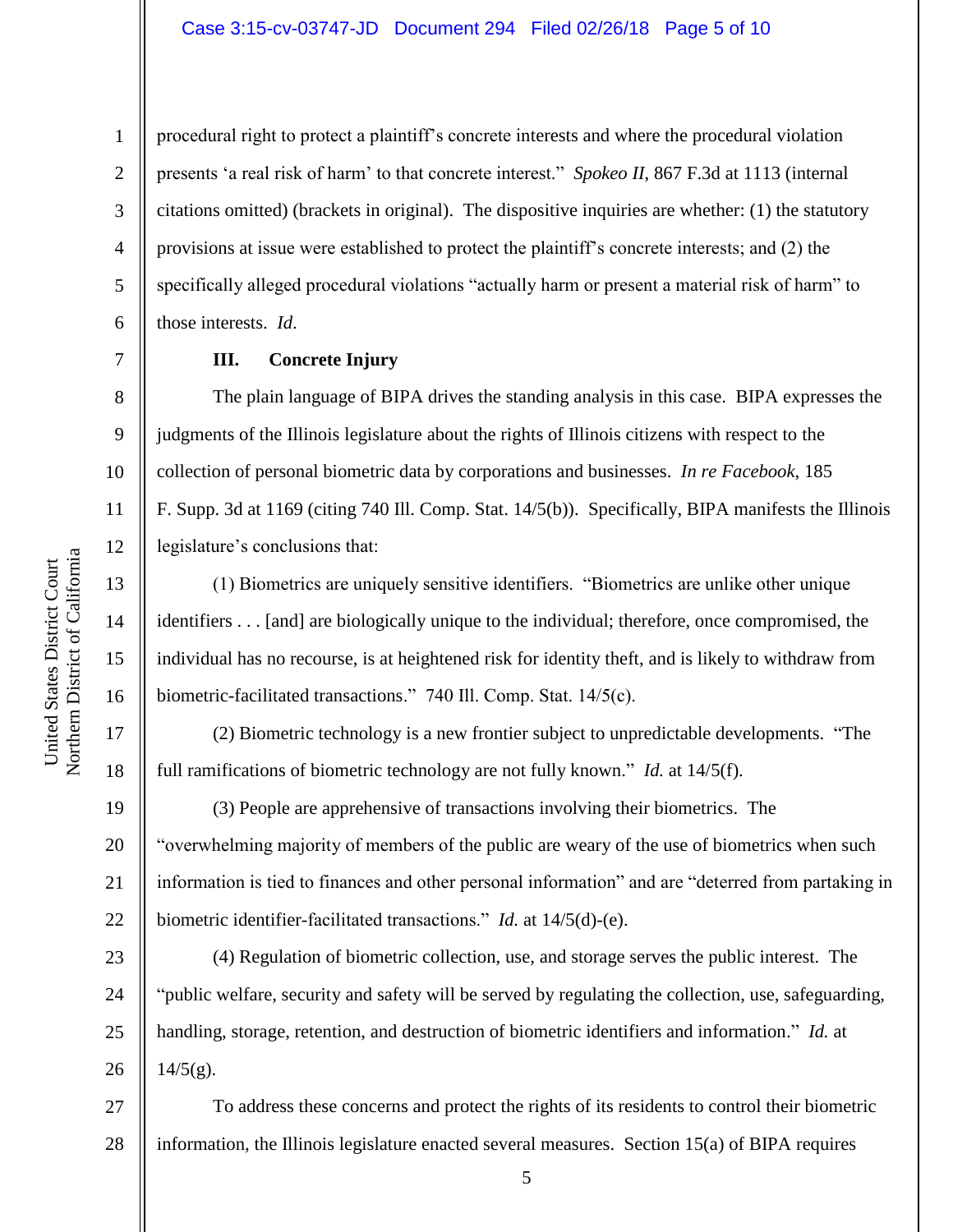procedural right to protect a plaintiff's concrete interests and where the procedural violation presents 'a real risk of harm' to that concrete interest." *Spokeo II*, 867 F.3d at 1113 (internal citations omitted) (brackets in original). The dispositive inquiries are whether: (1) the statutory provisions at issue were established to protect the plaintiff's concrete interests; and (2) the specifically alleged procedural violations "actually harm or present a material risk of harm" to those interests. *Id.*

### III. Concrete Injury

The plain language of BIPA drives the standing analysis in this case. BIPA expresses the judgments of the Illinois legislature about the rights of Illinois citizens with respect to the collection of personal biometric data by corporations and businesses. *In re Facebook*, 185 F. Supp. 3d at 1169 (citing 740 Ill. Comp. Stat. 14/5(b)). Specifically, BIPA manifests the Illinois legislature's conclusions that:

(1) Biometrics are uniquely sensitive identifiers. "Biometrics are unlike other unique identifiers . . . [and] are biologically unique to the individual; therefore, once compromised, the individual has no recourse, is at heightened risk for identity theft, and is likely to withdraw from biometric-facilitated transactions." 740 Ill. Comp. Stat. 14/5(c).

(2) Biometric technology is a new frontier subject to unpredictable developments. "The full ramifications of biometric technology are not fully known." *Id.* at 14/5(f).

(3) People are apprehensive of transactions involving their biometrics. The "overwhelming majority of members of the public are weary of the use of biometrics when such information is tied to finances and other personal information" and are "deterred from partaking in biometric identifier-facilitated transactions." *Id.* at 14/5(d)-(e).

(4) Regulation of biometric collection, use, and storage serves the public interest. The "public welfare, security and safety will be served by regulating the collection, use, safeguarding, handling, storage, retention, and destruction of biometric identifiers and information." *Id.* at 14/5(g).

To address these concerns and protect the rights of its residents to control their biometric information, the Illinois legislature enacted several measures. Section 15(a) of BIPA requires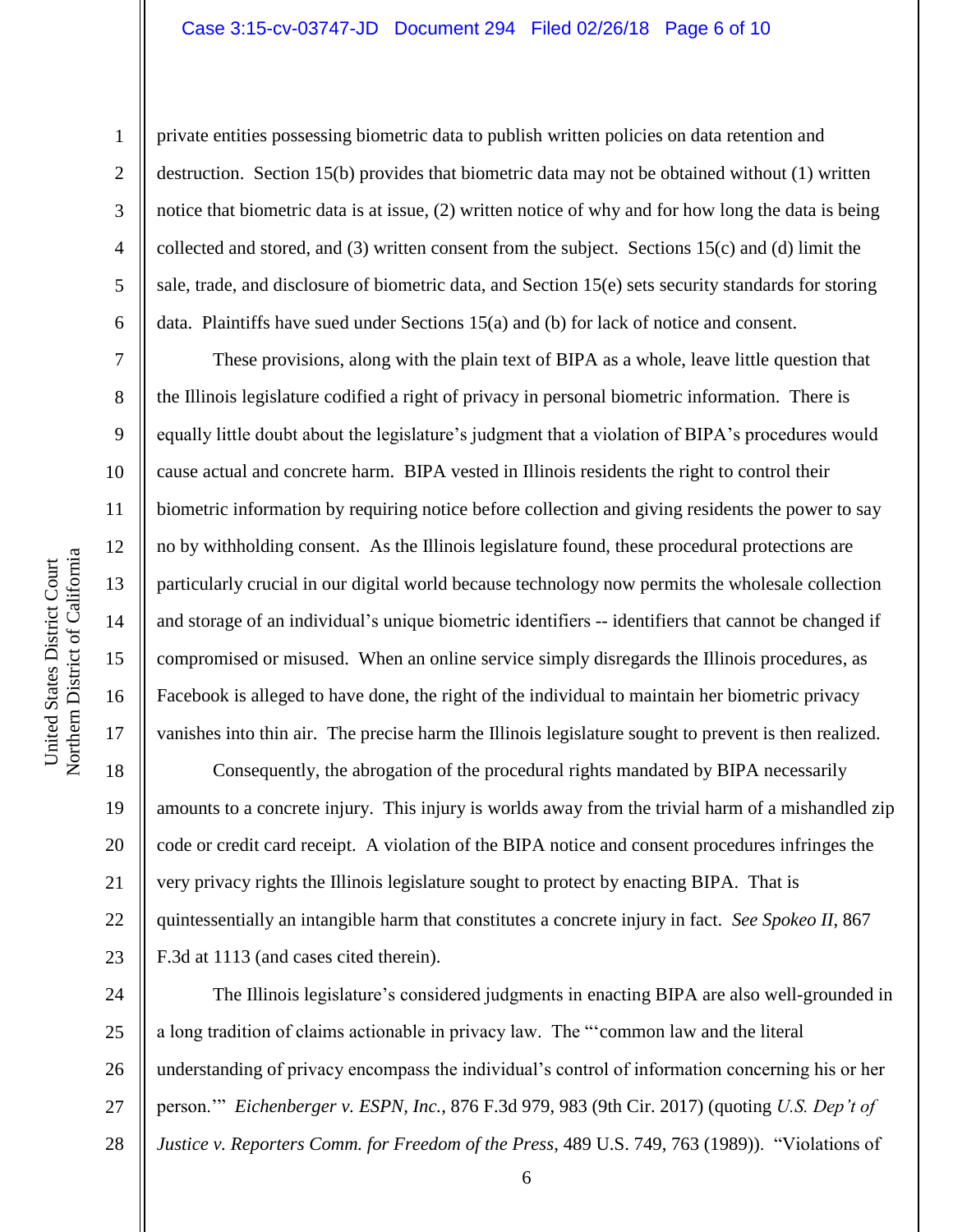private entities possessing biometric data to publish written policies on data retention and destruction. Section 15(b) provides that biometric data may not be obtained without (1) written notice that biometric data is at issue, (2) written notice of why and for how long the data is being collected and stored, and (3) written consent from the subject. Sections 15(c) and (d) limit the sale, trade, and disclosure of biometric data, and Section 15(e) sets security standards for storing data. Plaintiffs have sued under Sections 15(a) and (b) for lack of notice and consent.

These provisions, along with the plain text of BIPA as a whole, leave little question that the Illinois legislature codified a right of privacy in personal biometric information. There is equally little doubt about the legislature's judgment that a violation of BIPA's procedures would cause actual and concrete harm. BIPA vested in Illinois residents the right to control their biometric information by requiring notice before collection and giving residents the power to say no by withholding consent. As the Illinois legislature found, these procedural protections are particularly crucial in our digital world because technology now permits the wholesale collection and storage of an individual's unique biometric identifiers -- identifiers that cannot be changed if compromised or misused. When an online service simply disregards the Illinois procedures, as Facebook is alleged to have done, the right of the individual to maintain her biometric privacy vanishes into thin air. The precise harm the Illinois legislature sought to prevent is then realized.

Consequently, the abrogation of the procedural rights mandated by BIPA necessarily amounts to a concrete injury. This injury is worlds away from the trivial harm of a mishandled zip code or credit card receipt. A violation of the BIPA notice and consent procedures infringes the very privacy rights the Illinois legislature sought to protect by enacting BIPA. That is quintessentially an intangible harm that constitutes a concrete injury in fact. *See Spokeo II*, 867 F.3d at 1113 (and cases cited therein).

The Illinois legislature's considered judgments in enacting BIPA are also well-grounded in a long tradition of claims actionable in privacy law. The "'common law and the literal understanding of privacy encompass the individual's control of information concerning his or her person.'" *Eichenberger v. ESPN, Inc.*, 876 F.3d 979, 983 (9th Cir. 2017) (quoting *U.S. Dep't of Justice v. Reporters Comm. for Freedom of the Press*, 489 U.S. 749, 763 (1989)). "Violations of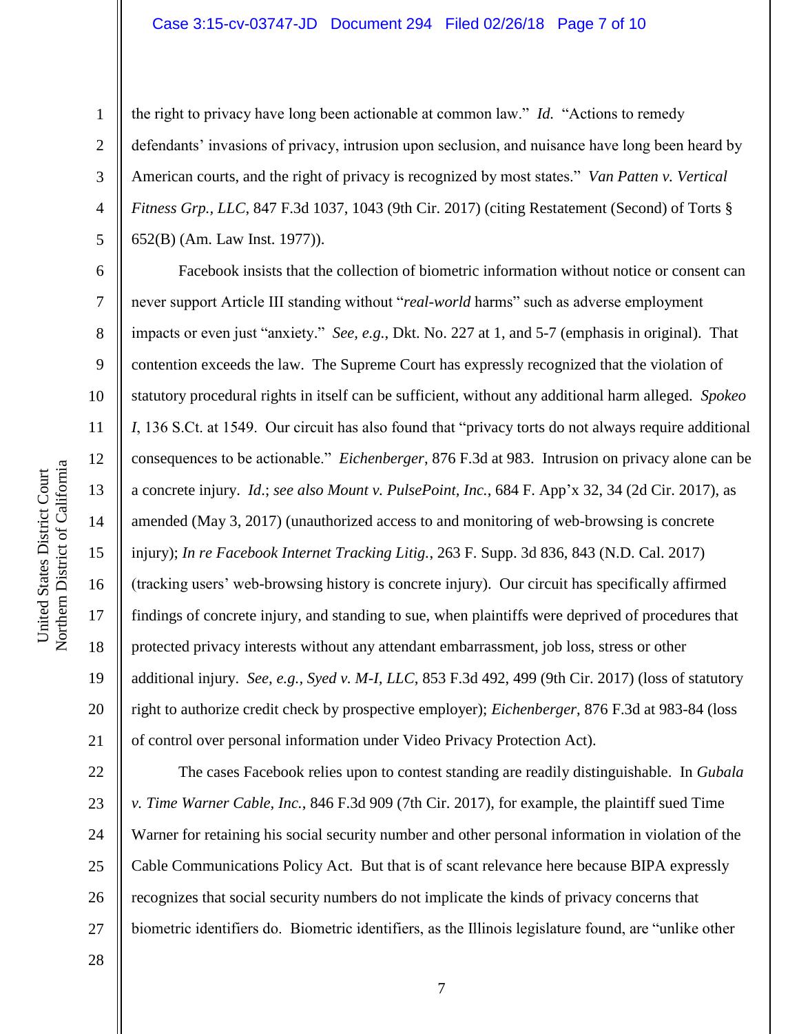the right to privacy have long been actionable at common law." *Id.* "Actions to remedy defendants' invasions of privacy, intrusion upon seclusion, and nuisance have long been heard by American courts, and the right of privacy is recognized by most states." *Van Patten v. Vertical Fitness Grp., LLC*, 847 F.3d 1037, 1043 (9th Cir. 2017) (citing Restatement (Second) of Torts § 652(B) (Am. Law Inst. 1977)).

Facebook insists that the collection of biometric information without notice or consent can never support Article III standing without "*real-world* harms" such as adverse employment impacts or even just "anxiety." *See, e.g.*, Dkt. No. 227 at 1, and 5-7 (emphasis in original). That contention exceeds the law. The Supreme Court has expressly recognized that the violation of statutory procedural rights in itself can be sufficient, without any additional harm alleged. *Spokeo I*, 136 S.Ct. at 1549. Our circuit has also found that "privacy torts do not always require additional consequences to be actionable." *Eichenberger*, 876 F.3d at 983. Intrusion on privacy alone can be a concrete injury. *Id.*; *see also Mount v. PulsePoint, Inc.*, 684 F. App'x 32, 34 (2d Cir. 2017), as amended (May 3, 2017) (unauthorized access to and monitoring of web-browsing is concrete injury); *In re Facebook Internet Tracking Litig.*, 263 F. Supp. 3d 836, 843 (N.D. Cal. 2017) (tracking users' web-browsing history is concrete injury). Our circuit has specifically affirmed findings of concrete injury, and standing to sue, when plaintiffs were deprived of procedures that protected privacy interests without any attendant embarrassment, job loss, stress or other additional injury. *See, e.g., Syed v. M-I, LLC*, 853 F.3d 492, 499 (9th Cir. 2017) (loss of statutory right to authorize credit check by prospective employer); *Eichenberger*, 876 F.3d at 983-84 (loss of control over personal information under Video Privacy Protection Act).

The cases Facebook relies upon to contest standing are readily distinguishable. In *Gubala v. Time Warner Cable, Inc.*, 846 F.3d 909 (7th Cir. 2017), for example, the plaintiff sued Time Warner for retaining his social security number and other personal information in violation of the Cable Communications Policy Act. But that is of scant relevance here because BIPA expressly recognizes that social security numbers do not implicate the kinds of privacy concerns that biometric identifiers do. Biometric identifiers, as the Illinois legislature found, are "unlike other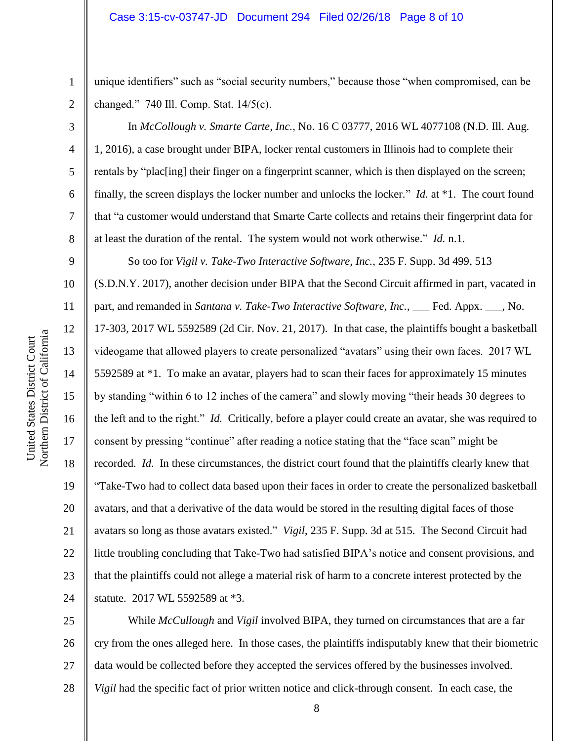unique identifiers" such as "social security numbers," because those "when compromised, can be changed." 740 Ill. Comp. Stat. 14/5(c).

In *McCollough v. Smarte Carte, Inc.*, No. 16 C 03777, 2016 WL 4077108 (N.D. Ill. Aug. 1, 2016), a case brought under BIPA, locker rental customers in Illinois had to complete their rentals by "plac[ing] their finger on a fingerprint scanner, which is then displayed on the screen; finally, the screen displays the locker number and unlocks the locker." *Id.* at *1. The court found that "a customer would understand that Smarte Carte collects and retains their fingerprint data for at least the duration of the rental. The system would not work otherwise." *Id.* n.1.

So too for *Vigil v. Take-Two Interactive Software, Inc.*, 235 F. Supp. 3d 499, 513 (S.D.N.Y. 2017), another decision under BIPA that the Second Circuit affirmed in part, vacated in part, and remanded in *Santana v. Take-Two Interactive Software, Inc.*, ___ Fed. Appx. ___, No. 17-303, 2017 WL 5592589 (2d Cir. Nov. 21, 2017). In that case, the plaintiffs bought a basketball videogame that allowed players to create personalized "avatars" using their own faces. 2017 WL 5592589 at *1. To make an avatar, players had to scan their faces for approximately 15 minutes by standing "within 6 to 12 inches of the camera" and slowly moving "their heads 30 degrees to the left and to the right." *Id.* Critically, before a player could create an avatar, she was required to consent by pressing "continue" after reading a notice stating that the "face scan" might be recorded. *Id.* In these circumstances, the district court found that the plaintiffs clearly knew that "Take-Two had to collect data based upon their faces in order to create the personalized basketball avatars, and that a derivative of the data would be stored in the resulting digital faces of those avatars so long as those avatars existed." *Vigil*, 235 F. Supp. 3d at 515. The Second Circuit had little troubling concluding that Take-Two had satisfied BIPA's notice and consent provisions, and that the plaintiffs could not allege a material risk of harm to a concrete interest protected by the statute. 2017 WL 5592589 at *3.

While *McCullough* and *Vigil* involved BIPA, they turned on circumstances that are a far cry from the ones alleged here. In those cases, the plaintiffs indisputably knew that their biometric data would be collected before they accepted the services offered by the businesses involved. *Vigil* had the specific fact of prior written notice and click-through consent. In each case, the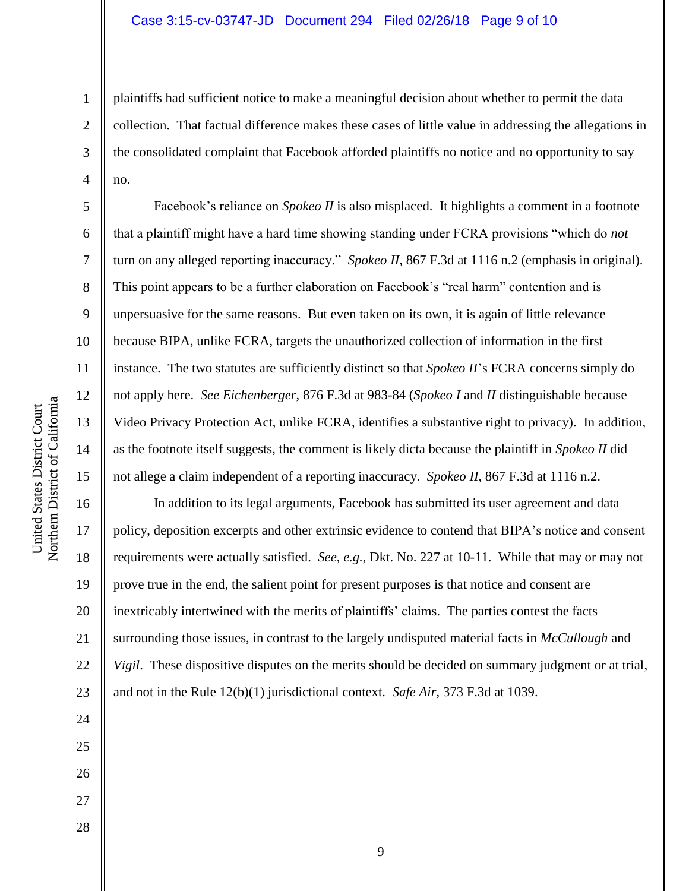plaintiffs had sufficient notice to make a meaningful decision about whether to permit the data collection. That factual difference makes these cases of little value in addressing the allegations in the consolidated complaint that Facebook afforded plaintiffs no notice and no opportunity to say no.

Facebook's reliance on *Spokeo II* is also misplaced. It highlights a comment in a footnote that a plaintiff might have a hard time showing standing under FCRA provisions "which do *not* turn on any alleged reporting inaccuracy." *Spokeo II*, 867 F.3d at 1116 n.2 (emphasis in original). This point appears to be a further elaboration on Facebook's "real harm" contention and is unpersuasive for the same reasons. But even taken on its own, it is again of little relevance because BIPA, unlike FCRA, targets the unauthorized collection of information in the first instance. The two statutes are sufficiently distinct so that *Spokeo II*'s FCRA concerns simply do not apply here. *See Eichenberger*, 876 F.3d at 983-84 (*Spokeo I* and *II* distinguishable because Video Privacy Protection Act, unlike FCRA, identifies a substantive right to privacy). In addition, as the footnote itself suggests, the comment is likely dicta because the plaintiff in *Spokeo II* did not allege a claim independent of a reporting inaccuracy. *Spokeo II*, 867 F.3d at 1116 n.2.

In addition to its legal arguments, Facebook has submitted its user agreement and data policy, deposition excerpts and other extrinsic evidence to contend that BIPA's notice and consent requirements were actually satisfied. *See, e.g.,* Dkt. No. 227 at 10-11. While that may or may not prove true in the end, the salient point for present purposes is that notice and consent are inextricably intertwined with the merits of plaintiffs' claims. The parties contest the facts surrounding those issues, in contrast to the largely undisputed material facts in *McCullough* and *Vigil*. These dispositive disputes on the merits should be decided on summary judgment or at trial, and not in the Rule 12(b)(1) jurisdictional context. *Safe Air*, 373 F.3d at 1039.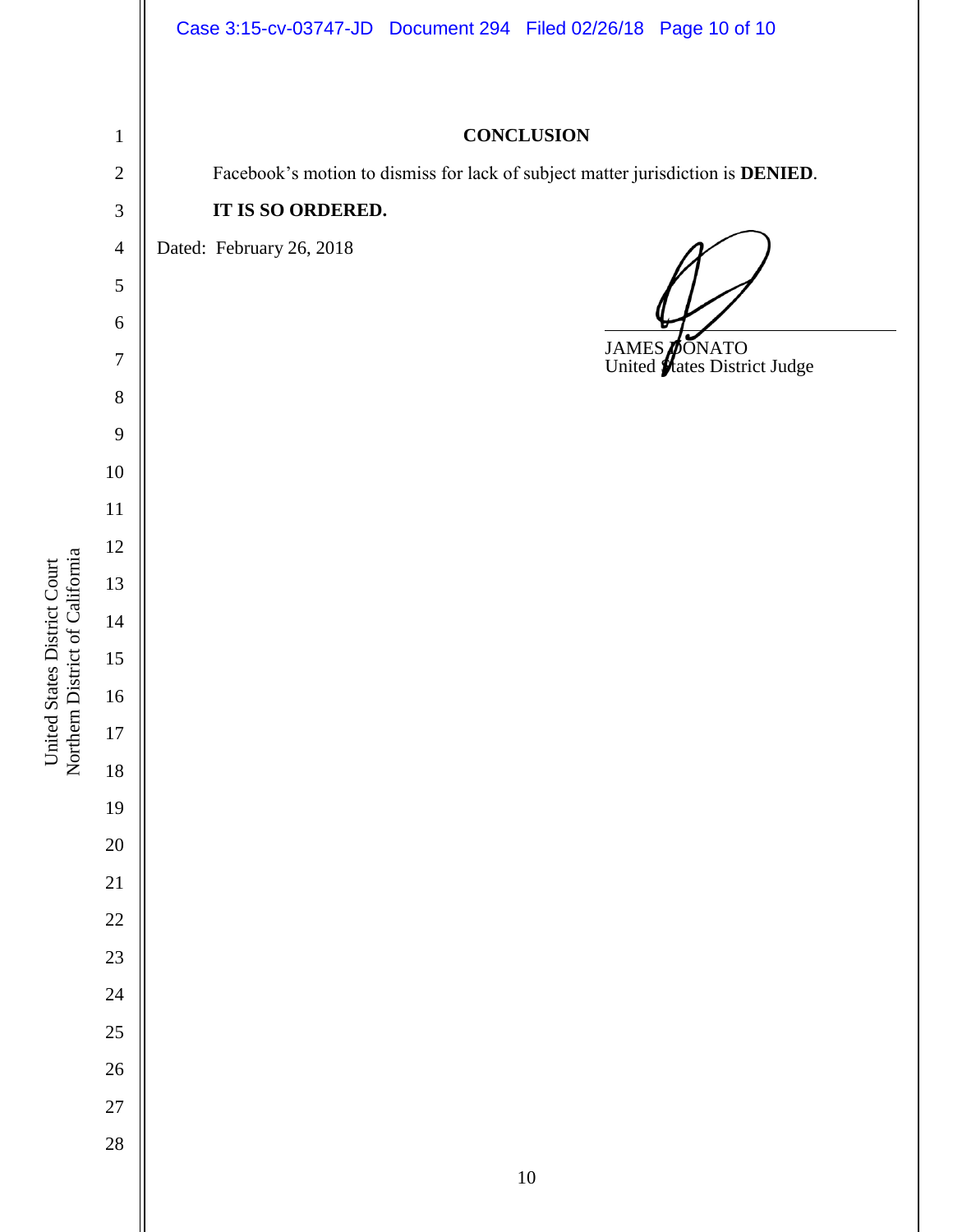## CONCLUSION

Facebook's motion to dismiss for lack of subject matter jurisdiction is **DENIED**.

**IT IS SO ORDERED.**

Dated: February 26, 2018

JAMES DONATO
United States District Judge